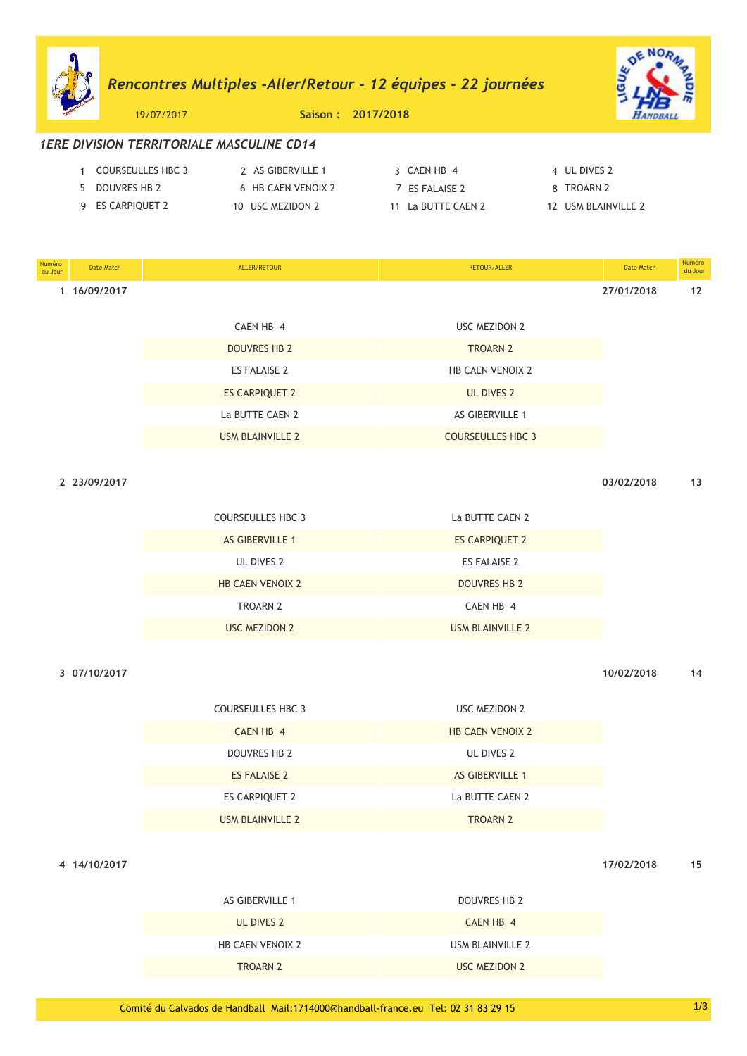# *Rencontres Multiples -Aller/Retour - 12 équipes - 22 journées*

19/07/2017 **Saison : 2017/2018**

## *1ERE DIVISION TERRITORIALE MASCULINE CD14*

1 COURSEULLES HBC 3
2 AS GIBERVILLE 1
3 CAEN HB 4
4 UL DIVES 2
5 DOUVRES HB 2
6 HB CAEN VENOIX 2
7 ES FALAISE 2
8 TROARN 2
9 ES CARPIQUET 2
10 USC MEZIDON 2
11 La BUTTE CAEN 2
12 USM BLAINVILLE 2

| Numéro du Jour | Date Match | ALLER/RETOUR | RETOUR/ALLER | Date Match | Numéro du Jour |
|---|---|---|---|---|---|
| **1** | **16/09/2017** | | | **27/01/2018** | **12** |
| | | CAEN HB 4 | USC MEZIDON 2 | | |
| | | DOUVRES HB 2 | TROARN 2 | | |
| | | ES FALAISE 2 | HB CAEN VENOIX 2 | | |
| | | ES CARPIQUET 2 | UL DIVES 2 | | |
| | | La BUTTE CAEN 2 | AS GIBERVILLE 1 | | |
| | | USM BLAINVILLE 2 | COURSEULLES HBC 3 | | |
| **2** | **23/09/2017** | | | **03/02/2018** | **13** |
| | | COURSEULLES HBC 3 | La BUTTE CAEN 2 | | |
| | | AS GIBERVILLE 1 | ES CARPIQUET 2 | | |
| | | UL DIVES 2 | ES FALAISE 2 | | |
| | | HB CAEN VENOIX 2 | DOUVRES HB 2 | | |
| | | TROARN 2 | CAEN HB 4 | | |
| | | USC MEZIDON 2 | USM BLAINVILLE 2 | | |
| **3** | **07/10/2017** | | | **10/02/2018** | **14** |
| | | COURSEULLES HBC 3 | USC MEZIDON 2 | | |
| | | CAEN HB 4 | HB CAEN VENOIX 2 | | |
| | | DOUVRES HB 2 | UL DIVES 2 | | |
| | | ES FALAISE 2 | AS GIBERVILLE 1 | | |
| | | ES CARPIQUET 2 | La BUTTE CAEN 2 | | |
| | | USM BLAINVILLE 2 | TROARN 2 | | |
| **4** | **14/10/2017** | | | **17/02/2018** | **15** |
| | | AS GIBERVILLE 1 | DOUVRES HB 2 | | |
| | | UL DIVES 2 | CAEN HB 4 | | |
| | | HB CAEN VENOIX 2 | USM BLAINVILLE 2 | | |
| | | TROARN 2 | USC MEZIDON 2 | | |

Comité du Calvados de Handball Mail:1714000@handball-france.eu Tel: 02 31 83 29 15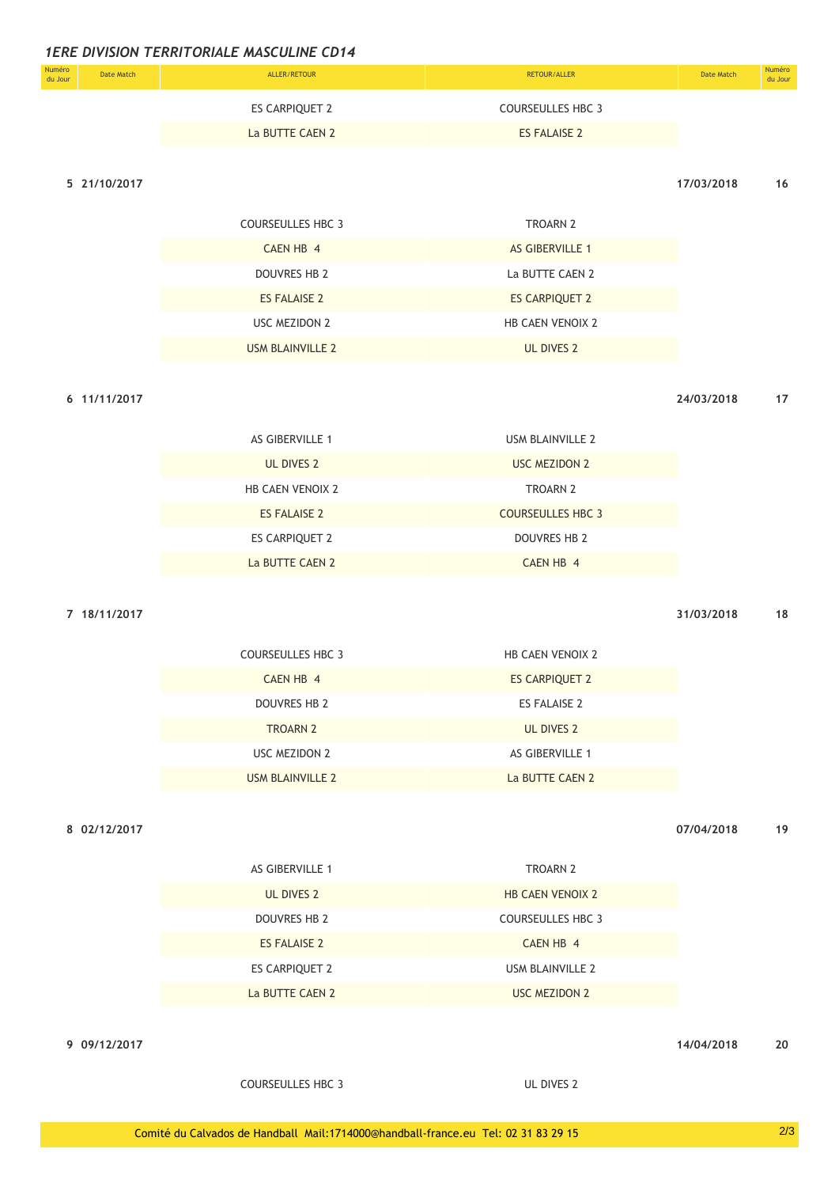*1ERE DIVISION TERRITORIALE MASCULINE CD14*

| Numéro du Jour | Date Match | ALLER/RETOUR | RETOUR/ALLER | Date Match | Numéro du Jour |
|---|---|---|---|---|---|
| | | ES CARPIQUET 2 | COURSEULLES HBC 3 | | |
| | | La BUTTE CAEN 2 | ES FALAISE 2 | | |
| 5 | 21/10/2017 | | | 17/03/2018 | 16 |
| | | COURSEULLES HBC 3 | TROARN 2 | | |
| | | CAEN HB 4 | AS GIBERVILLE 1 | | |
| | | DOUVRES HB 2 | La BUTTE CAEN 2 | | |
| | | ES FALAISE 2 | ES CARPIQUET 2 | | |
| | | USC MEZIDON 2 | HB CAEN VENOIX 2 | | |
| | | USM BLAINVILLE 2 | UL DIVES 2 | | |
| 6 | 11/11/2017 | | | 24/03/2018 | 17 |
| | | AS GIBERVILLE 1 | USM BLAINVILLE 2 | | |
| | | UL DIVES 2 | USC MEZIDON 2 | | |
| | | HB CAEN VENOIX 2 | TROARN 2 | | |
| | | ES FALAISE 2 | COURSEULLES HBC 3 | | |
| | | ES CARPIQUET 2 | DOUVRES HB 2 | | |
| | | La BUTTE CAEN 2 | CAEN HB 4 | | |
| 7 | 18/11/2017 | | | 31/03/2018 | 18 |
| | | COURSEULLES HBC 3 | HB CAEN VENOIX 2 | | |
| | | CAEN HB 4 | ES CARPIQUET 2 | | |
| | | DOUVRES HB 2 | ES FALAISE 2 | | |
| | | TROARN 2 | UL DIVES 2 | | |
| | | USC MEZIDON 2 | AS GIBERVILLE 1 | | |
| | | USM BLAINVILLE 2 | La BUTTE CAEN 2 | | |
| 8 | 02/12/2017 | | | 07/04/2018 | 19 |
| | | AS GIBERVILLE 1 | TROARN 2 | | |
| | | UL DIVES 2 | HB CAEN VENOIX 2 | | |
| | | DOUVRES HB 2 | COURSEULLES HBC 3 | | |
| | | ES FALAISE 2 | CAEN HB 4 | | |
| | | ES CARPIQUET 2 | USM BLAINVILLE 2 | | |
| | | La BUTTE CAEN 2 | USC MEZIDON 2 | | |
| 9 | 09/12/2017 | | | 14/04/2018 | 20 |
| | | COURSEULLES HBC 3 | UL DIVES 2 | | |

Comité du Calvados de Handball Mail:1714000@handball-france.eu Tel: 02 31 83 29 15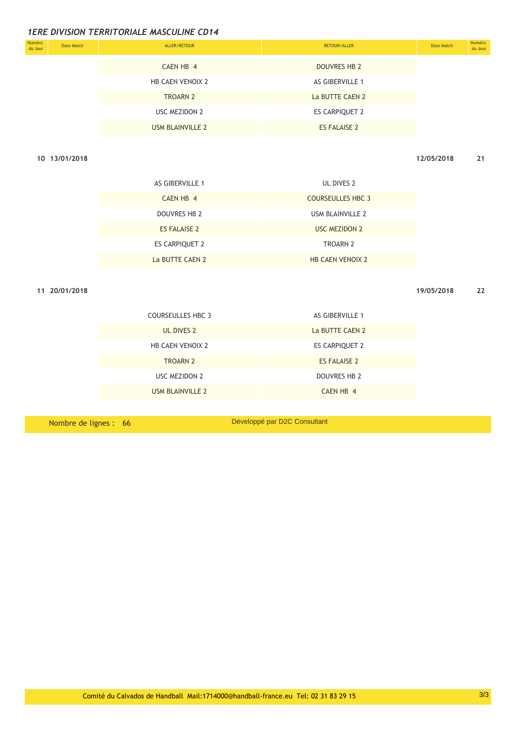*1ERE DIVISION TERRITORIALE MASCULINE CD14*

| Numéro du Jour | Date Match | ALLER/RETOUR | RETOUR/ALLER | Date Match | Numéro du Jour |
|---|---|---|---|---|---|
| | | CAEN HB 4 | DOUVRES HB 2 | | |
| | | HB CAEN VENOIX 2 | AS GIBERVILLE 1 | | |
| | | TROARN 2 | La BUTTE CAEN 2 | | |
| | | USC MEZIDON 2 | ES CARPIQUET 2 | | |
| | | USM BLAINVILLE 2 | ES FALAISE 2 | | |
| **10** | **13/01/2018** | | | **12/05/2018** | **21** |
| | | AS GIBERVILLE 1 | UL DIVES 2 | | |
| | | CAEN HB 4 | COURSEULLES HBC 3 | | |
| | | DOUVRES HB 2 | USM BLAINVILLE 2 | | |
| | | ES FALAISE 2 | USC MEZIDON 2 | | |
| | | ES CARPIQUET 2 | TROARN 2 | | |
| | | La BUTTE CAEN 2 | HB CAEN VENOIX 2 | | |
| **11** | **20/01/2018** | | | **19/05/2018** | **22** |
| | | COURSEULLES HBC 3 | AS GIBERVILLE 1 | | |
| | | UL DIVES 2 | La BUTTE CAEN 2 | | |
| | | HB CAEN VENOIX 2 | ES CARPIQUET 2 | | |
| | | TROARN 2 | ES FALAISE 2 | | |
| | | USC MEZIDON 2 | DOUVRES HB 2 | | |
| | | USM BLAINVILLE 2 | CAEN HB 4 | | |

Nombre de lignes : 66

Développé par D2C Consultant

Comité du Calvados de Handball Mail:1714000@handball-france.eu Tel: 02 31 83 29 15